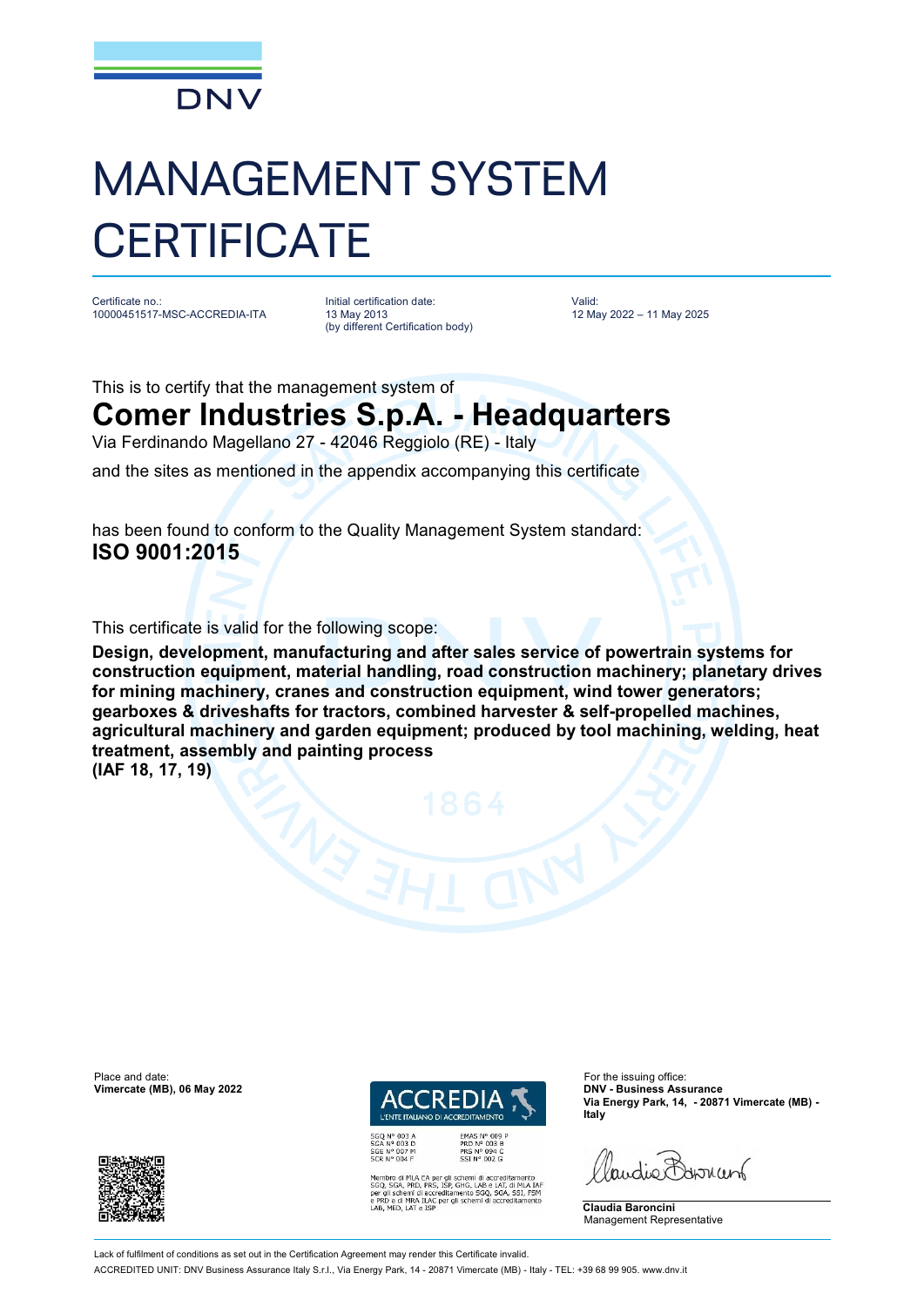DNV

# MANAGEMENT SYSTEM CERTIFICATE

Certificate no.:
10000451517-MSC-ACCREDIA-ITA

Initial certification date:
13 May 2013
(by different Certification body)

Valid:
12 May 2022 – 11 May 2025

This is to certify that the management system of

## Comer Industries S.p.A. - Headquarters

Via Ferdinando Magellano 27 - 42046 Reggiolo (RE) - Italy

and the sites as mentioned in the appendix accompanying this certificate

has been found to conform to the Quality Management System standard:

**ISO 9001:2015**

This certificate is valid for the following scope:

**Design, development, manufacturing and after sales service of powertrain systems for construction equipment, material handling, road construction machinery; planetary drives for mining machinery, cranes and construction equipment, wind tower generators; gearboxes & driveshafts for tractors, combined harvester & self-propelled machines, agricultural machinery and garden equipment; produced by tool machining, welding, heat treatment, assembly and painting process**
**(IAF 18, 17, 19)**

Place and date:
**Vimercate (MB), 06 May 2022**

ACCREDIA
L'ENTE ITALIANO DI ACCREDITAMENTO

SGQ N° 003 A
SGA N° 003 D
SGE N° 007 M
SCR N° 004 F

EMAS N° 009 P
PRD N° 003 B
PRS N° 094 C
SSI N° 002 G

Membro di MLA EA per gli schemi di accreditamento SGQ, SGA, PRD, PRS, ISP, GHG, LAB e LAT, di MLA IAF per gli schemi di accreditamento SGQ, SGA, SSI, FSM e PRD e di MRA ILAC per gli schemi di accreditamento LAB, MED, LAT e ISP

For the issuing office:
**DNV - Business Assurance**
**Via Energy Park, 14, - 20871 Vimercate (MB) - Italy**

**Claudia Baroncini**
Management Representative

Lack of fulfilment of conditions as set out in the Certification Agreement may render this Certificate invalid.
ACCREDITED UNIT: DNV Business Assurance Italy S.r.l., Via Energy Park, 14 - 20871 Vimercate (MB) - Italy - TEL: +39 68 99 905. www.dnv.it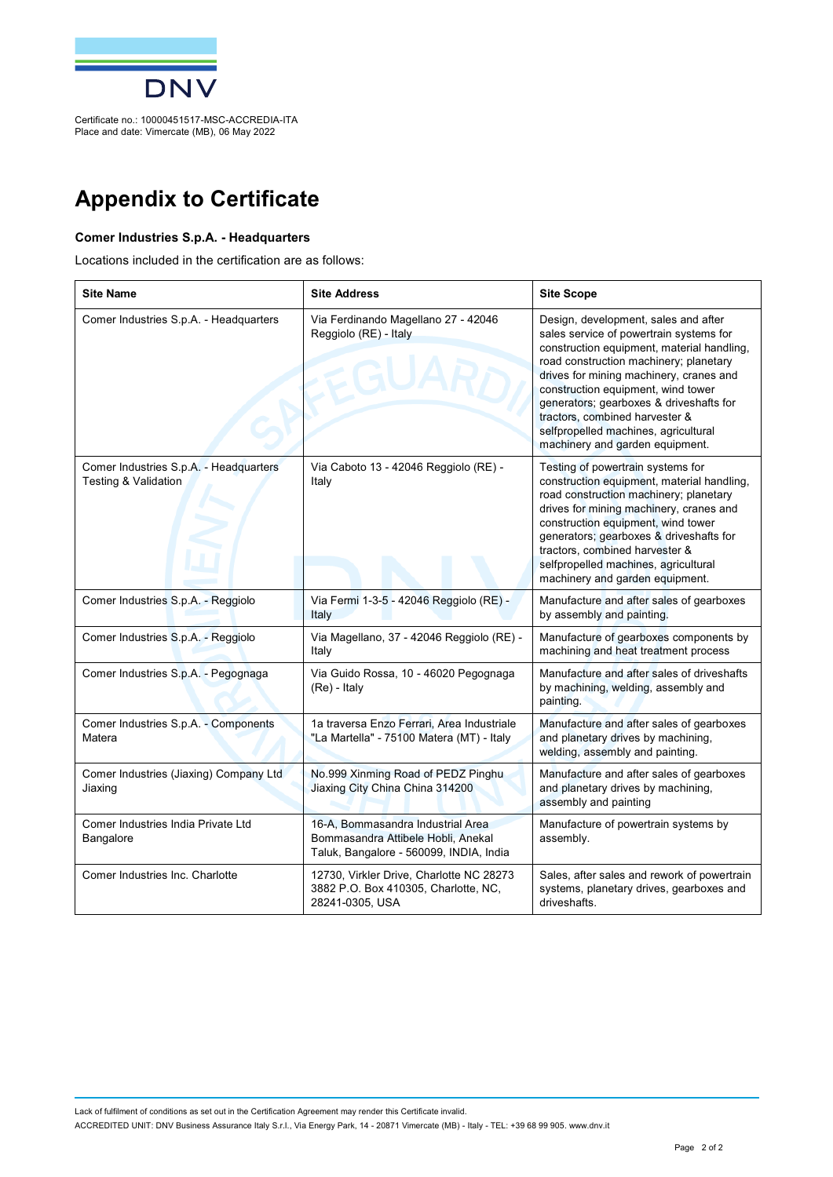Certificate no.: 10000451517-MSC-ACCREDIA-ITA
Place and date: Vimercate (MB), 06 May 2022

# Appendix to Certificate

**Comer Industries S.p.A. - Headquarters**

Locations included in the certification are as follows:

| Site Name | Site Address | Site Scope |
|---|---|---|
| Comer Industries S.p.A. - Headquarters | Via Ferdinando Magellano 27 - 42046 Reggiolo (RE) - Italy | Design, development, sales and after sales service of powertrain systems for construction equipment, material handling, road construction machinery; planetary drives for mining machinery, cranes and construction equipment, wind tower generators; gearboxes & driveshafts for tractors, combined harvester & selfpropelled machines, agricultural machinery and garden equipment. |
| Comer Industries S.p.A. - Headquarters Testing & Validation | Via Caboto 13 - 42046 Reggiolo (RE) - Italy | Testing of powertrain systems for construction equipment, material handling, road construction machinery; planetary drives for mining machinery, cranes and construction equipment, wind tower generators; gearboxes & driveshafts for tractors, combined harvester & selfpropelled machines, agricultural machinery and garden equipment. |
| Comer Industries S.p.A. - Reggiolo | Via Fermi 1-3-5 - 42046 Reggiolo (RE) - Italy | Manufacture and after sales of gearboxes by assembly and painting. |
| Comer Industries S.p.A. - Reggiolo | Via Magellano, 37 - 42046 Reggiolo (RE) - Italy | Manufacture of gearboxes components by machining and heat treatment process |
| Comer Industries S.p.A. - Pegognaga | Via Guido Rossa, 10 - 46020 Pegognaga (Re) - Italy | Manufacture and after sales of driveshafts by machining, welding, assembly and painting. |
| Comer Industries S.p.A. - Components Matera | 1a traversa Enzo Ferrari, Area Industriale "La Martella" - 75100 Matera (MT) - Italy | Manufacture and after sales of gearboxes and planetary drives by machining, welding, assembly and painting. |
| Comer Industries (Jiaxing) Company Ltd Jiaxing | No.999 Xinming Road of PEDZ Pinghu Jiaxing City China China 314200 | Manufacture and after sales of gearboxes and planetary drives by machining, assembly and painting |
| Comer Industries India Private Ltd Bangalore | 16-A, Bommasandra Industrial Area Bommasandra Attibele Hobli, Anekal Taluk, Bangalore - 560099, INDIA, India | Manufacture of powertrain systems by assembly. |
| Comer Industries Inc. Charlotte | 12730, Virkler Drive, Charlotte NC 28273 3882 P.O. Box 410305, Charlotte, NC, 28241-0305, USA | Sales, after sales and rework of powertrain systems, planetary drives, gearboxes and driveshafts. |

Lack of fulfilment of conditions as set out in the Certification Agreement may render this Certificate invalid.
ACCREDITED UNIT: DNV Business Assurance Italy S.r.l., Via Energy Park, 14 - 20871 Vimercate (MB) - Italy - TEL: +39 68 99 905. www.dnv.it